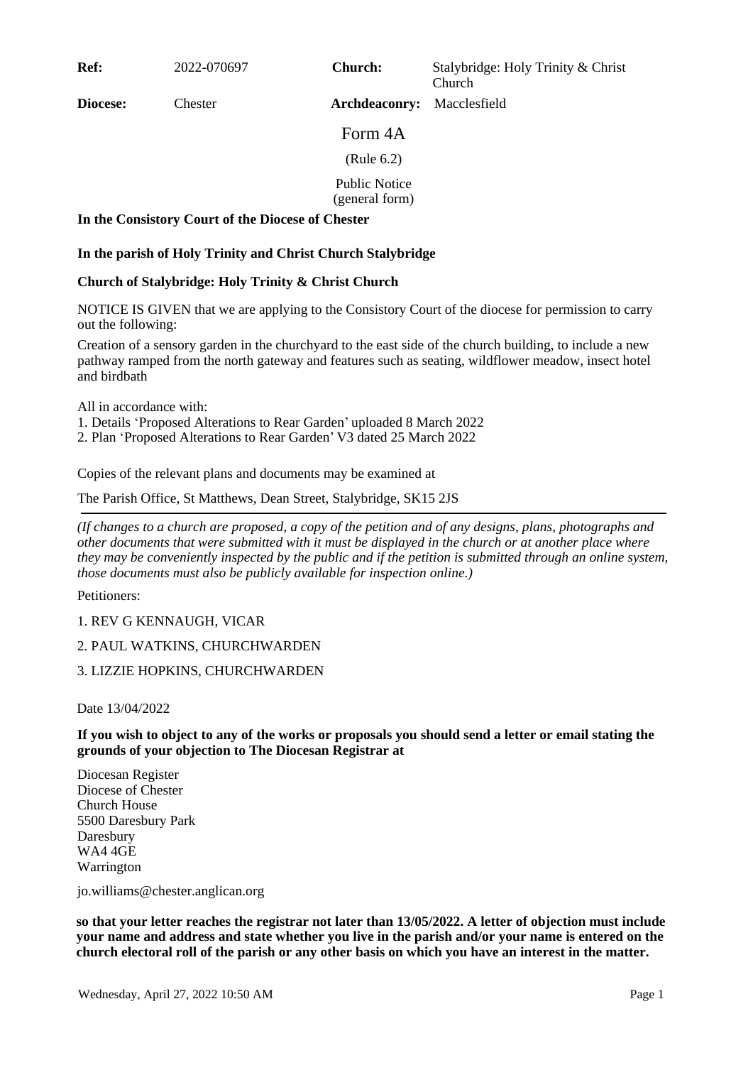| **Ref:** | 2022-070697 | **Church:** | Stalybridge: Holy Trinity & Christ Church |
|---|---|---|---|
| **Diocese:** | Chester | **Archdeaconry:** | Macclesfield |

Form 4A

(Rule 6.2)

Public Notice
(general form)

**In the Consistory Court of the Diocese of Chester**

**In the parish of Holy Trinity and Christ Church Stalybridge**

**Church of Stalybridge: Holy Trinity & Christ Church**

NOTICE IS GIVEN that we are applying to the Consistory Court of the diocese for permission to carry out the following:

Creation of a sensory garden in the churchyard to the east side of the church building, to include a new pathway ramped from the north gateway and features such as seating, wildflower meadow, insect hotel and birdbath

All in accordance with:
1. Details 'Proposed Alterations to Rear Garden' uploaded 8 March 2022
2. Plan 'Proposed Alterations to Rear Garden' V3 dated 25 March 2022

Copies of the relevant plans and documents may be examined at

The Parish Office, St Matthews, Dean Street, Stalybridge, SK15 2JS

---

*(If changes to a church are proposed, a copy of the petition and of any designs, plans, photographs and other documents that were submitted with it must be displayed in the church or at another place where they may be conveniently inspected by the public and if the petition is submitted through an online system, those documents must also be publicly available for inspection online.)*

Petitioners:

1. REV G KENNAUGH, VICAR
2. PAUL WATKINS, CHURCHWARDEN
3. LIZZIE HOPKINS, CHURCHWARDEN

Date 13/04/2022

**If you wish to object to any of the works or proposals you should send a letter or email stating the grounds of your objection to The Diocesan Registrar at**

Diocesan Register
Diocese of Chester
Church House
5500 Daresbury Park
Daresbury
WA4 4GE
Warrington

jo.williams@chester.anglican.org

**so that your letter reaches the registrar not later than 13/05/2022. A letter of objection must include your name and address and state whether you live in the parish and/or your name is entered on the church electoral roll of the parish or any other basis on which you have an interest in the matter.**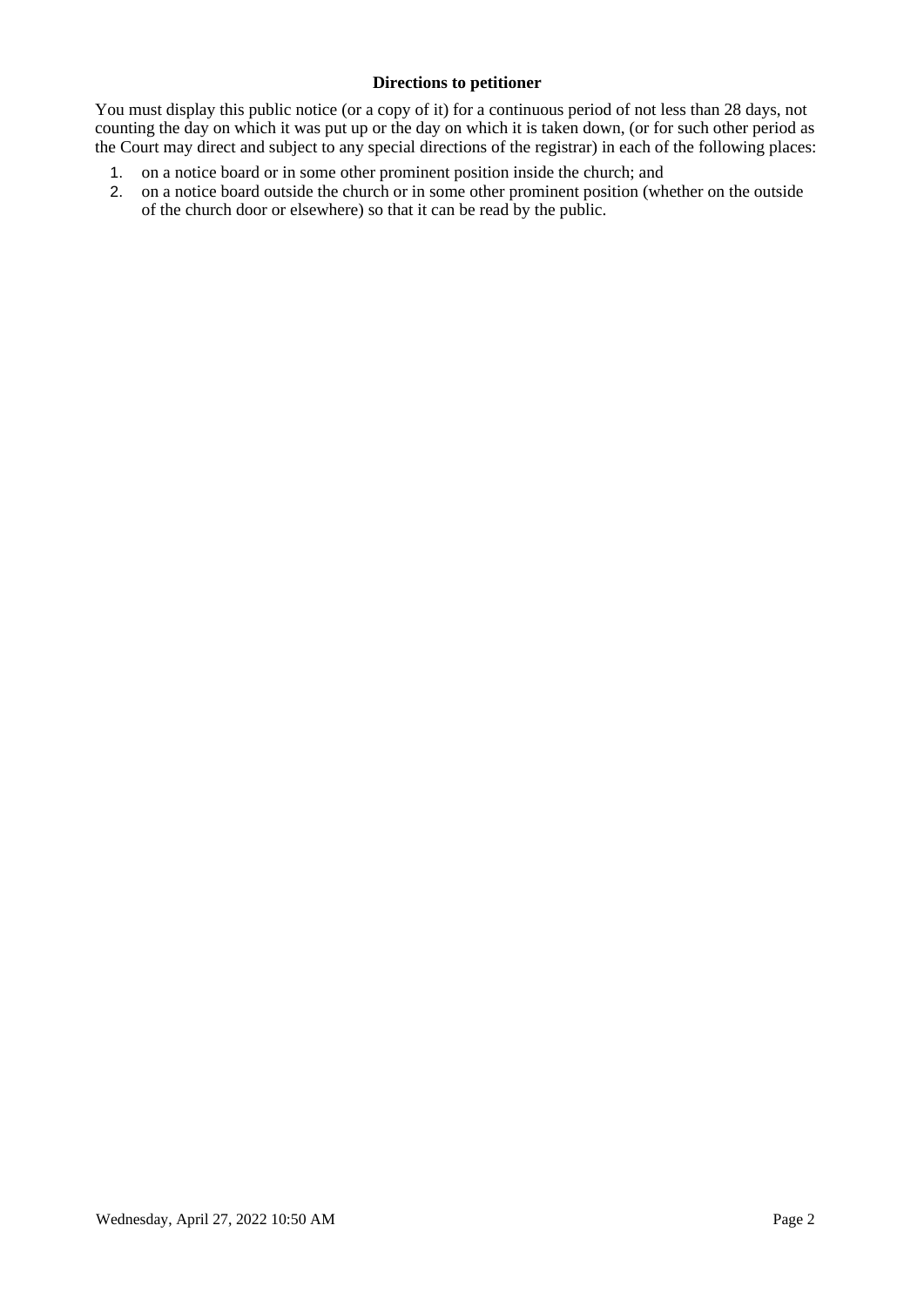**Directions to petitioner**

You must display this public notice (or a copy of it) for a continuous period of not less than 28 days, not counting the day on which it was put up or the day on which it is taken down, (or for such other period as the Court may direct and subject to any special directions of the registrar) in each of the following places:

1. on a notice board or in some other prominent position inside the church; and
2. on a notice board outside the church or in some other prominent position (whether on the outside of the church door or elsewhere) so that it can be read by the public.